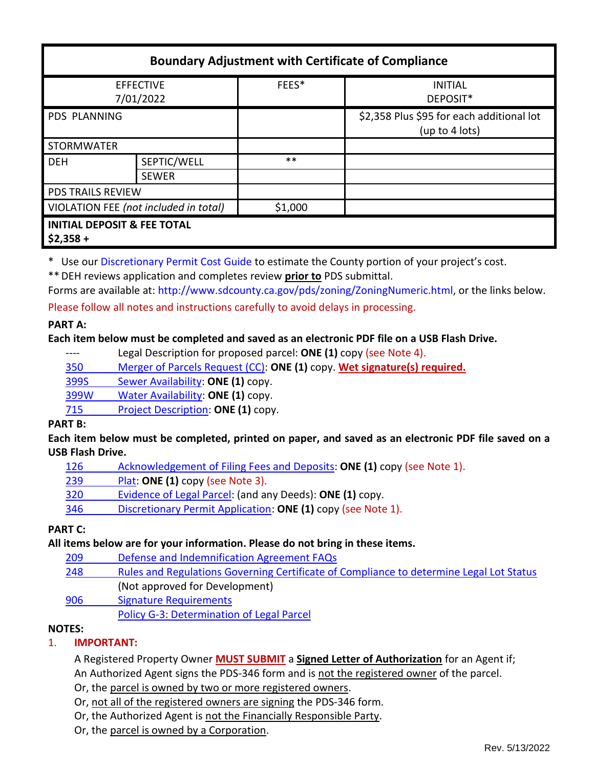| Boundary Adjustment with Certificate of Compliance | | | |
|---|---|---|---|
| EFFECTIVE 7/01/2022 | | FEES* | INITIAL DEPOSIT* |
| PDS PLANNING | | | $2,358 Plus $95 for each additional lot (up to 4 lots) |
| STORMWATER | | | |
| DEH | SEPTIC/WELL | ** | |
| | SEWER | | |
| PDS TRAILS REVIEW | | | |
| VIOLATION FEE *(not included in total)* | | $1,000 | |
| **INITIAL DEPOSIT & FEE TOTAL $2,358 +** | | | |

\* Use our Discretionary Permit Cost Guide to estimate the County portion of your project's cost.

** DEH reviews application and completes review **prior to** PDS submittal.

Forms are available at: http://www.sdcounty.ca.gov/pds/zoning/ZoningNumeric.html, or the links below.

Please follow all notes and instructions carefully to avoid delays in processing.

**PART A:**

**Each item below must be completed and saved as an electronic PDF file on a USB Flash Drive.**

- ---- Legal Description for proposed parcel: **ONE (1)** copy (see Note 4).
- 350 Merger of Parcels Request (CC): **ONE (1)** copy. **Wet signature(s) required.**
- 399S Sewer Availability: **ONE (1)** copy.
- 399W Water Availability: **ONE (1)** copy.
- 715 Project Description: **ONE (1)** copy.

**PART B:**

**Each item below must be completed, printed on paper, and saved as an electronic PDF file saved on a USB Flash Drive.**

- 126 Acknowledgement of Filing Fees and Deposits: **ONE (1)** copy (see Note 1).
- 239 Plat: **ONE (1)** copy (see Note 3).
- 320 Evidence of Legal Parcel: (and any Deeds): **ONE (1)** copy.
- 346 Discretionary Permit Application: **ONE (1)** copy (see Note 1).

**PART C:**

**All items below are for your information. Please do not bring in these items.**

- 209 Defense and Indemnification Agreement FAQs
- 248 Rules and Regulations Governing Certificate of Compliance to determine Legal Lot Status (Not approved for Development)
- 906 Signature Requirements
- Policy G-3: Determination of Legal Parcel

**NOTES:**

1. **IMPORTANT:**

   A Registered Property Owner **MUST SUBMIT** a **Signed Letter of Authorization** for an Agent if;
   An Authorized Agent signs the PDS-346 form and is not the registered owner of the parcel.
   Or, the parcel is owned by two or more registered owners.
   Or, not all of the registered owners are signing the PDS-346 form.
   Or, the Authorized Agent is not the Financially Responsible Party.
   Or, the parcel is owned by a Corporation.

Rev. 5/13/2022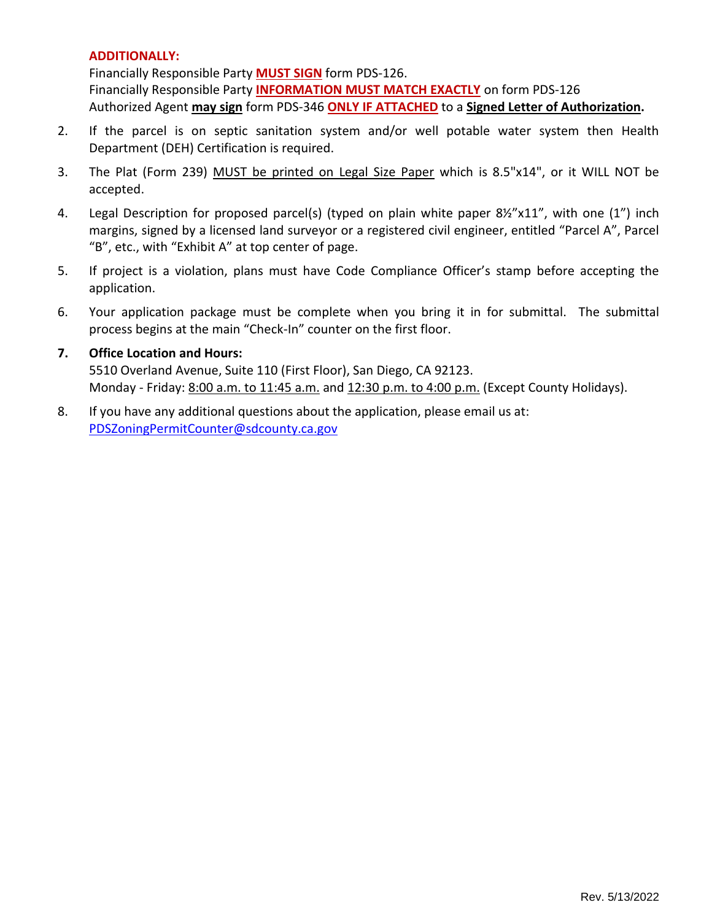**ADDITIONALLY:**

Financially Responsible Party **MUST SIGN** form PDS-126.
Financially Responsible Party **INFORMATION MUST MATCH EXACTLY** on form PDS-126
Authorized Agent **may sign** form PDS-346 **ONLY IF ATTACHED** to a **Signed Letter of Authorization.**

2. If the parcel is on septic sanitation system and/or well potable water system then Health Department (DEH) Certification is required.
3. The Plat (Form 239) MUST be printed on Legal Size Paper which is 8.5"x14", or it WILL NOT be accepted.
4. Legal Description for proposed parcel(s) (typed on plain white paper 8½"x11", with one (1") inch margins, signed by a licensed land surveyor or a registered civil engineer, entitled "Parcel A", Parcel "B", etc., with "Exhibit A" at top center of page.
5. If project is a violation, plans must have Code Compliance Officer's stamp before accepting the application.
6. Your application package must be complete when you bring it in for submittal. The submittal process begins at the main "Check-In" counter on the first floor.
7. **Office Location and Hours:**
   5510 Overland Avenue, Suite 110 (First Floor), San Diego, CA 92123.
   Monday - Friday: 8:00 a.m. to 11:45 a.m. and 12:30 p.m. to 4:00 p.m. (Except County Holidays).
8. If you have any additional questions about the application, please email us at:
   PDSZoningPermitCounter@sdcounty.ca.gov

Rev. 5/13/2022